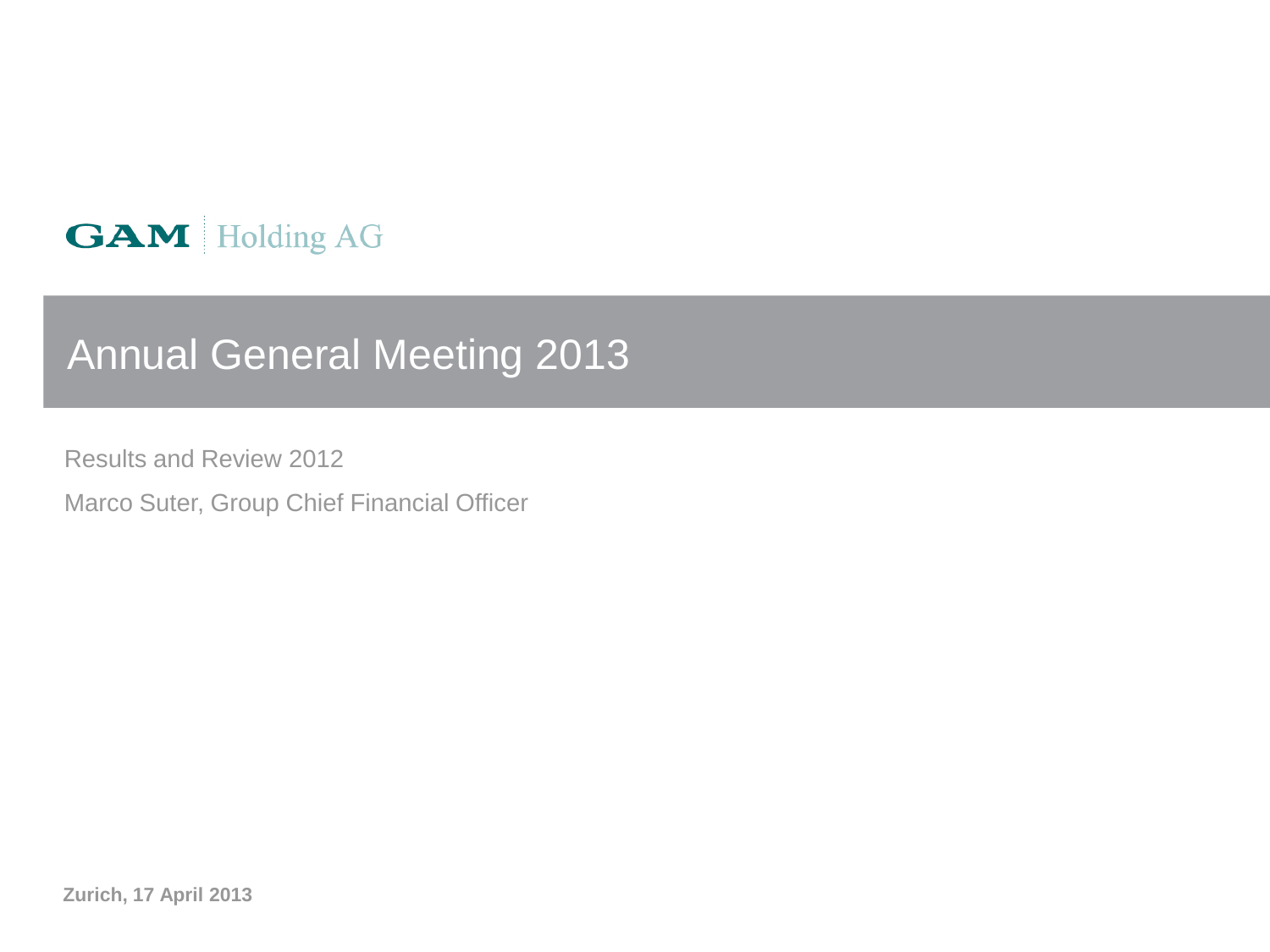GAM Holding AG

# Annual General Meeting 2013

Results and Review 2012

Marco Suter, Group Chief Financial Officer

**Zurich, 17 April 2013**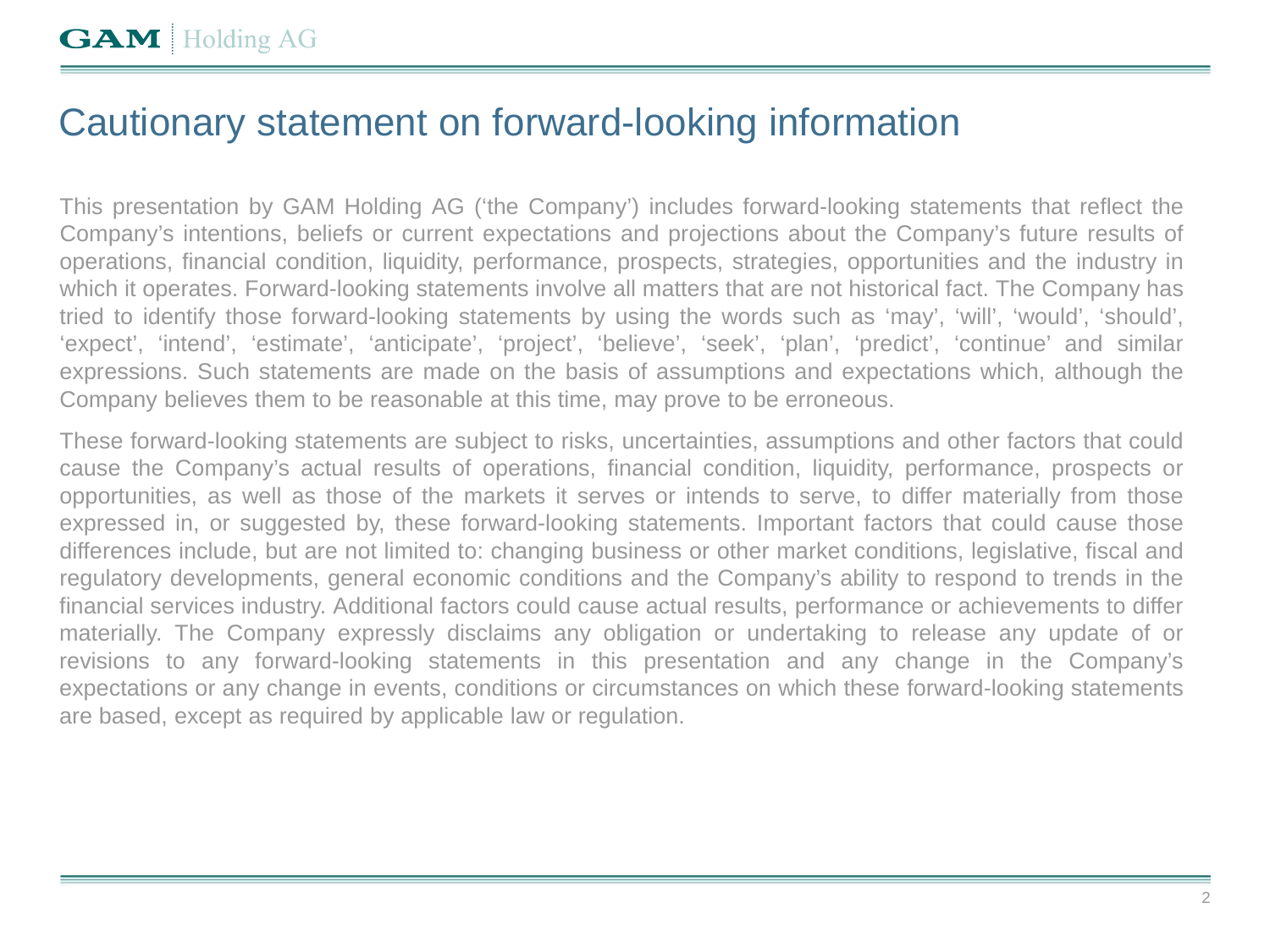# Cautionary statement on forward-looking information

This presentation by GAM Holding AG ('the Company') includes forward-looking statements that reflect the Company's intentions, beliefs or current expectations and projections about the Company's future results of operations, financial condition, liquidity, performance, prospects, strategies, opportunities and the industry in which it operates. Forward-looking statements involve all matters that are not historical fact. The Company has tried to identify those forward-looking statements by using the words such as 'may', 'will', 'would', 'should', 'expect', 'intend', 'estimate', 'anticipate', 'project', 'believe', 'seek', 'plan', 'predict', 'continue' and similar expressions. Such statements are made on the basis of assumptions and expectations which, although the Company believes them to be reasonable at this time, may prove to be erroneous.

These forward-looking statements are subject to risks, uncertainties, assumptions and other factors that could cause the Company's actual results of operations, financial condition, liquidity, performance, prospects or opportunities, as well as those of the markets it serves or intends to serve, to differ materially from those expressed in, or suggested by, these forward-looking statements. Important factors that could cause those differences include, but are not limited to: changing business or other market conditions, legislative, fiscal and regulatory developments, general economic conditions and the Company's ability to respond to trends in the financial services industry. Additional factors could cause actual results, performance or achievements to differ materially. The Company expressly disclaims any obligation or undertaking to release any update of or revisions to any forward-looking statements in this presentation and any change in the Company's expectations or any change in events, conditions or circumstances on which these forward-looking statements are based, except as required by applicable law or regulation.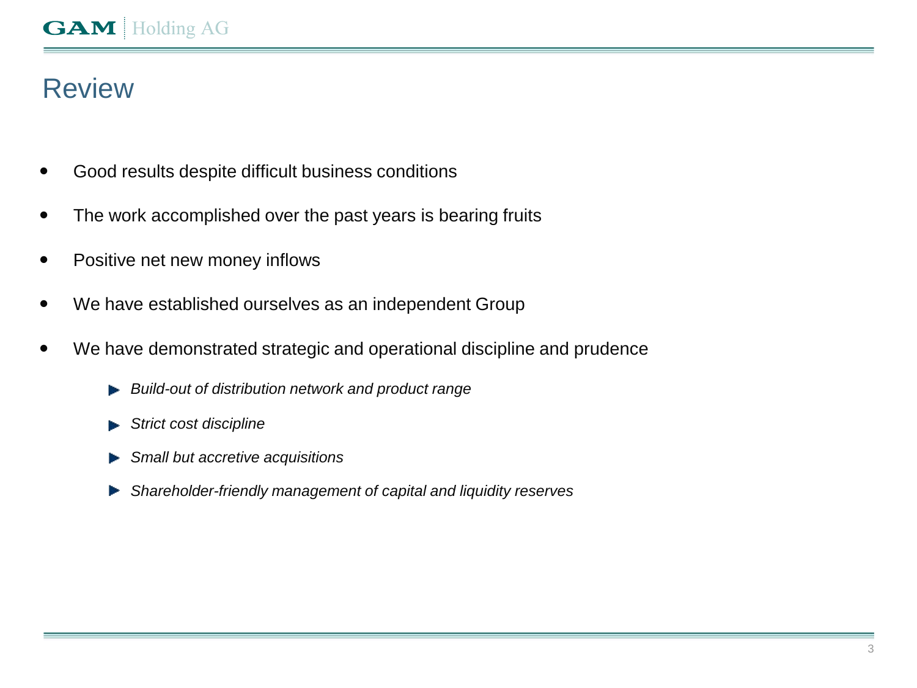# Review

- Good results despite difficult business conditions
- The work accomplished over the past years is bearing fruits
- Positive net new money inflows
- We have established ourselves as an independent Group
- We have demonstrated strategic and operational discipline and prudence
  - *Build-out of distribution network and product range*
  - *Strict cost discipline*
  - *Small but accretive acquisitions*
  - *Shareholder-friendly management of capital and liquidity reserves*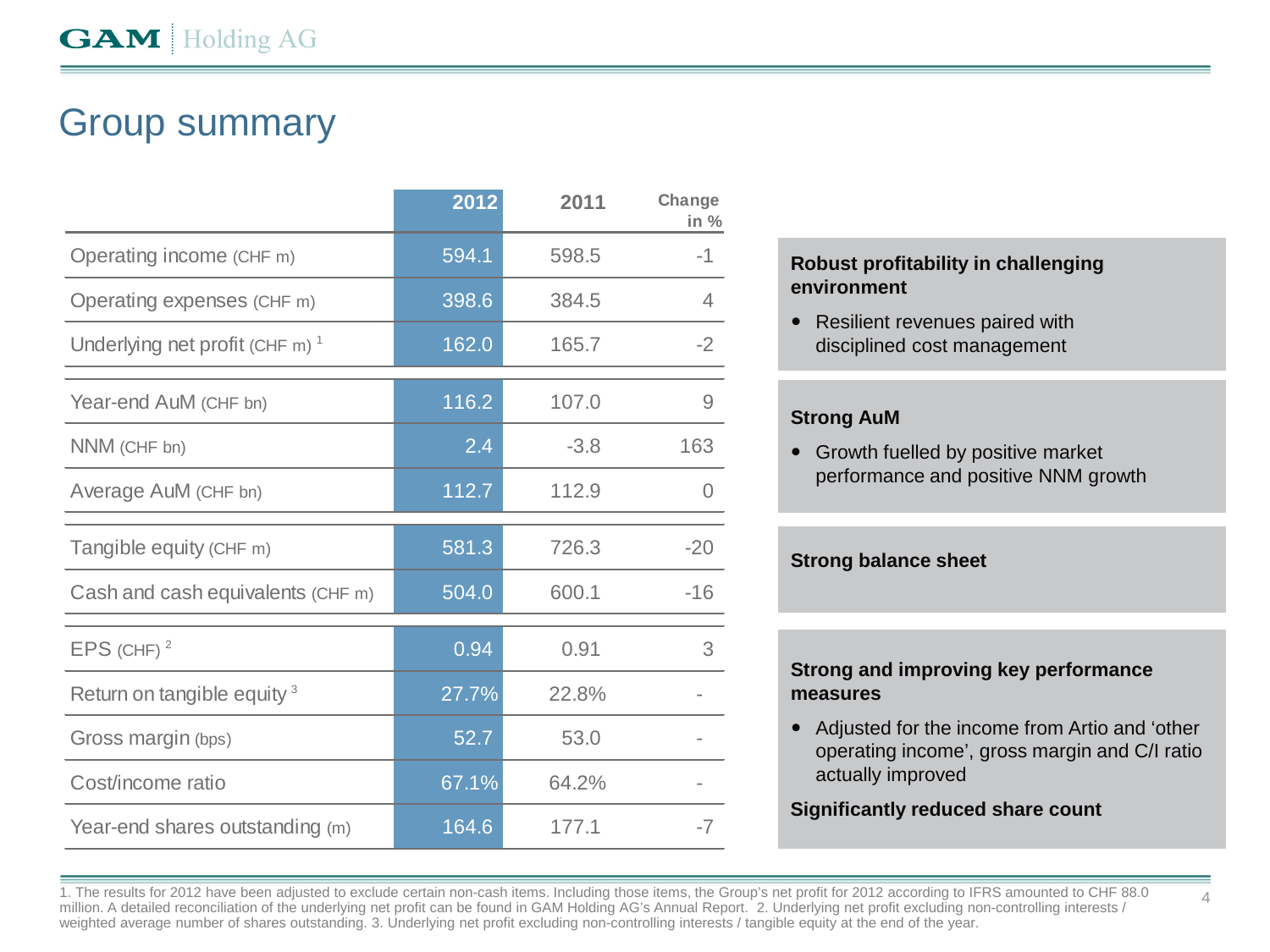# Group summary

| | 2012 | 2011 | Change in % |
|---|---|---|---|
| Operating income (CHF m) | 594.1 | 598.5 | -1 |
| Operating expenses (CHF m) | 398.6 | 384.5 | 4 |
| Underlying net profit (CHF m) [1] | 162.0 | 165.7 | -2 |
| Year-end AuM (CHF bn) | 116.2 | 107.0 | 9 |
| NNM (CHF bn) | 2.4 | -3.8 | 163 |
| Average AuM (CHF bn) | 112.7 | 112.9 | 0 |
| Tangible equity (CHF m) | 581.3 | 726.3 | -20 |
| Cash and cash equivalents (CHF m) | 504.0 | 600.1 | -16 |
| EPS (CHF) [2] | 0.94 | 0.91 | 3 |
| Return on tangible equity [3] | 27.7% | 22.8% | - |
| Gross margin (bps) | 52.7 | 53.0 | - |
| Cost/income ratio | 67.1% | 64.2% | - |
| Year-end shares outstanding (m) | 164.6 | 177.1 | -7 |

**Robust profitability in challenging environment**

- Resilient revenues paired with disciplined cost management

**Strong AuM**

- Growth fuelled by positive market performance and positive NNM growth

**Strong balance sheet**

**Strong and improving key performance measures**

- Adjusted for the income from Artio and 'other operating income', gross margin and C/I ratio actually improved

**Significantly reduced share count**

1. The results for 2012 have been adjusted to exclude certain non-cash items. Including those items, the Group's net profit for 2012 according to IFRS amounted to CHF 88.0 million. A detailed reconciliation of the underlying net profit can be found in GAM Holding AG's Annual Report. 2. Underlying net profit excluding non-controlling interests / weighted average number of shares outstanding. 3. Underlying net profit excluding non-controlling interests / tangible equity at the end of the year.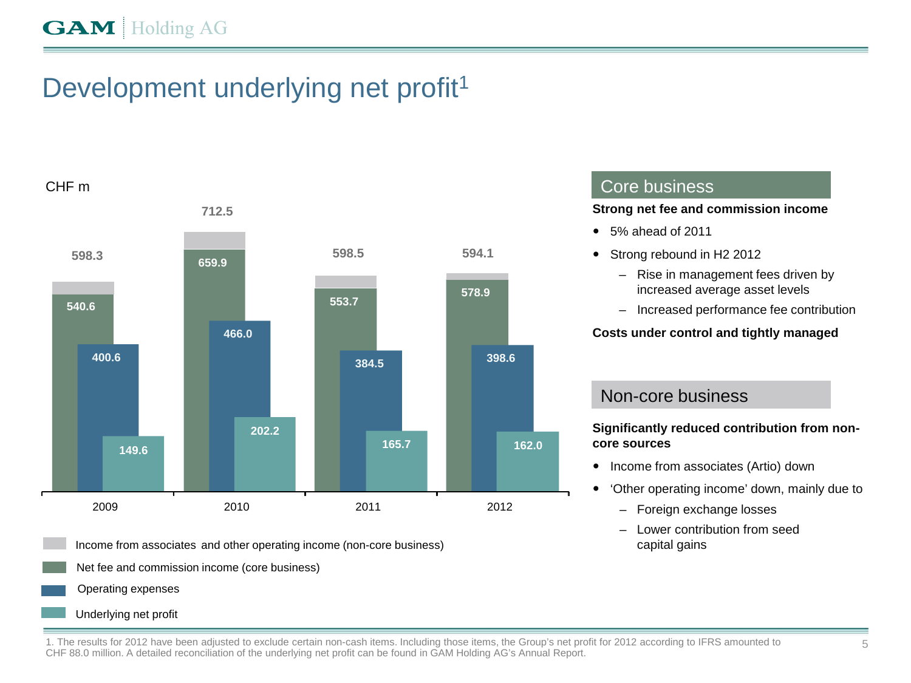# Development underlying net profit[1]

CHF m

598.3
540.6
400.6
149.6
2009

712.5
659.9
466.0
202.2
2010

598.5
553.7
384.5
165.7
2011

594.1
578.9
398.6
162.0
2012

Income from associates and other operating income (non-core business)

Net fee and commission income (core business)

Operating expenses

Underlying net profit

## Core business

**Strong net fee and commission income**

- 5% ahead of 2011
- Strong rebound in H2 2012
  - Rise in management fees driven by increased average asset levels
  - Increased performance fee contribution

**Costs under control and tightly managed**

## Non-core business

**Significantly reduced contribution from non-core sources**

- Income from associates (Artio) down
- 'Other operating income' down, mainly due to
  - Foreign exchange losses
  - Lower contribution from seed capital gains

1. The results for 2012 have been adjusted to exclude certain non-cash items. Including those items, the Group's net profit for 2012 according to IFRS amounted to CHF 88.0 million. A detailed reconciliation of the underlying net profit can be found in GAM Holding AG's Annual Report.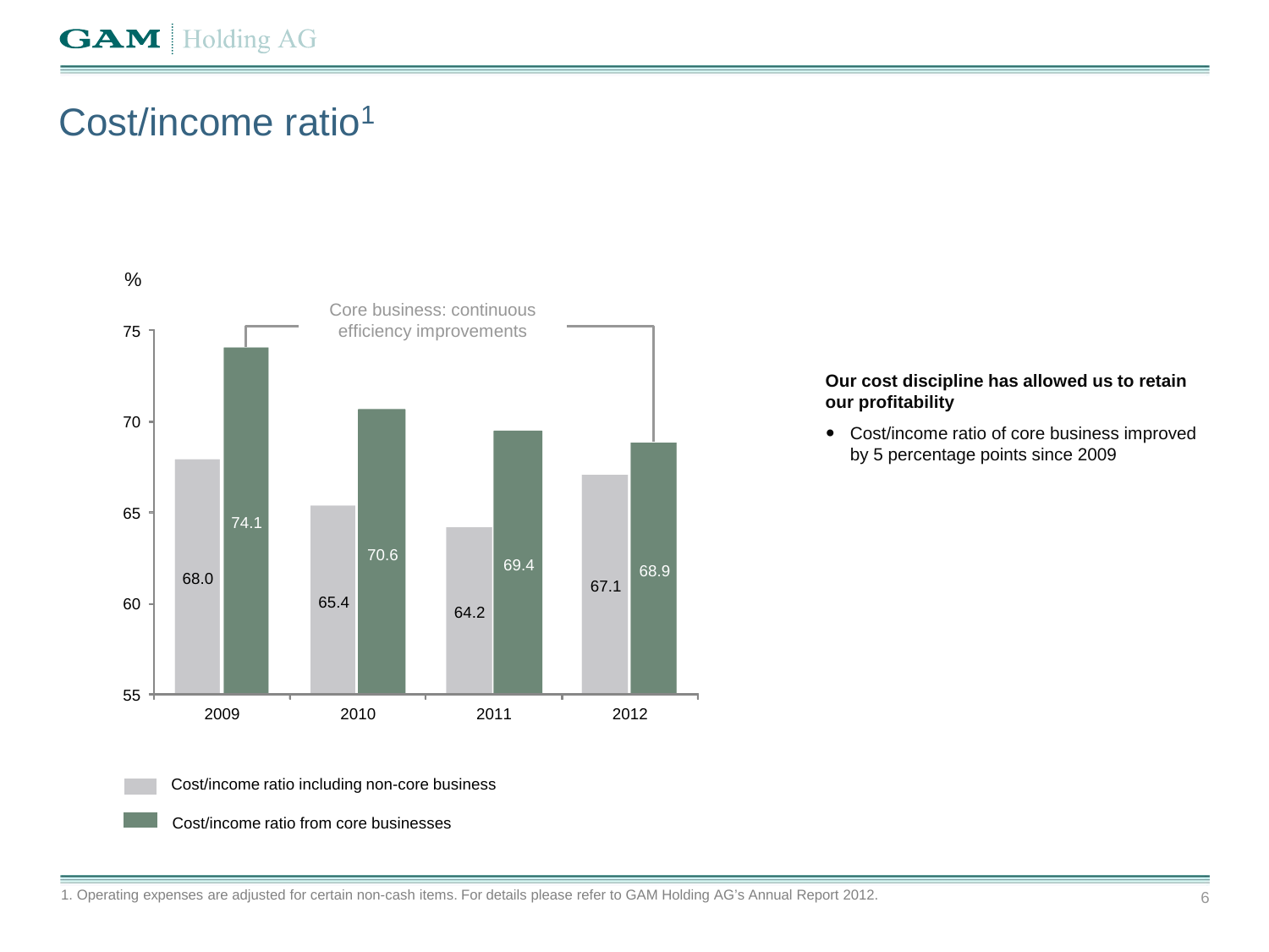# Cost/income ratio[1]

%

75

70

65

60

55

Core business: continuous efficiency improvements

74.1

68.0

70.6

65.4

69.4

64.2

68.9

67.1

2009

2010

2011

2012

Cost/income ratio including non-core business

Cost/income ratio from core businesses

**Our cost discipline has allowed us to retain our profitability**

- Cost/income ratio of core business improved by 5 percentage points since 2009

1. Operating expenses are adjusted for certain non-cash items. For details please refer to GAM Holding AG's Annual Report 2012.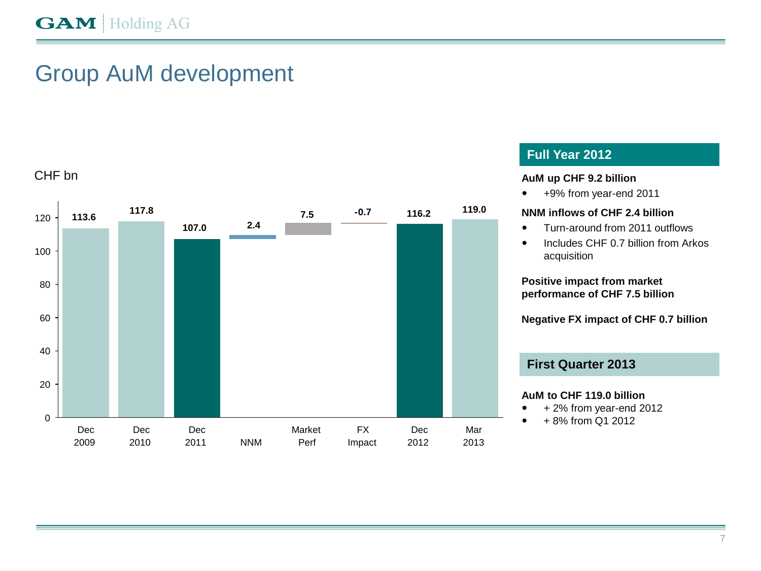# Group AuM development

CHF bn

| | Dec 2009 | Dec 2010 | Dec 2011 | NNM | Market Perf | FX Impact | Dec 2012 | Mar 2013 |
|---|---|---|---|---|---|---|---|---|
| CHF bn | 113.6 | 117.8 | 107.0 | 2.4 | 7.5 | -0.7 | 116.2 | 119.0 |

## Full Year 2012

**AuM up CHF 9.2 billion**

- +9% from year-end 2011

**NNM inflows of CHF 2.4 billion**

- Turn-around from 2011 outflows
- Includes CHF 0.7 billion from Arkos acquisition

**Positive impact from market performance of CHF 7.5 billion**

**Negative FX impact of CHF 0.7 billion**

## First Quarter 2013

**AuM to CHF 119.0 billion**

- + 2% from year-end 2012
- + 8% from Q1 2012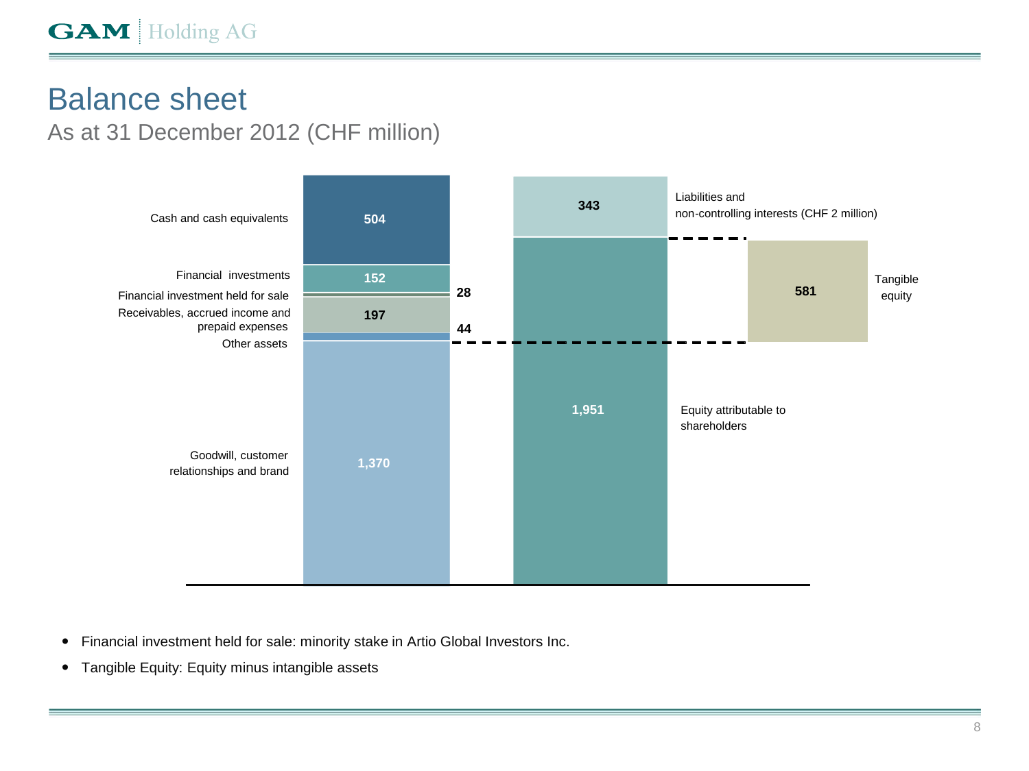# Balance sheet

As at 31 December 2012 (CHF million)

Cash and cash equivalents
504
Financial investments
152
Financial investment held for sale
28
Receivables, accrued income and prepaid expenses
197
Other assets
44
Goodwill, customer relationships and brand
1,370

343
Liabilities and non-controlling interests (CHF 2 million)
1,951
Equity attributable to shareholders
581
Tangible equity

- Financial investment held for sale: minority stake in Artio Global Investors Inc.
- Tangible Equity: Equity minus intangible assets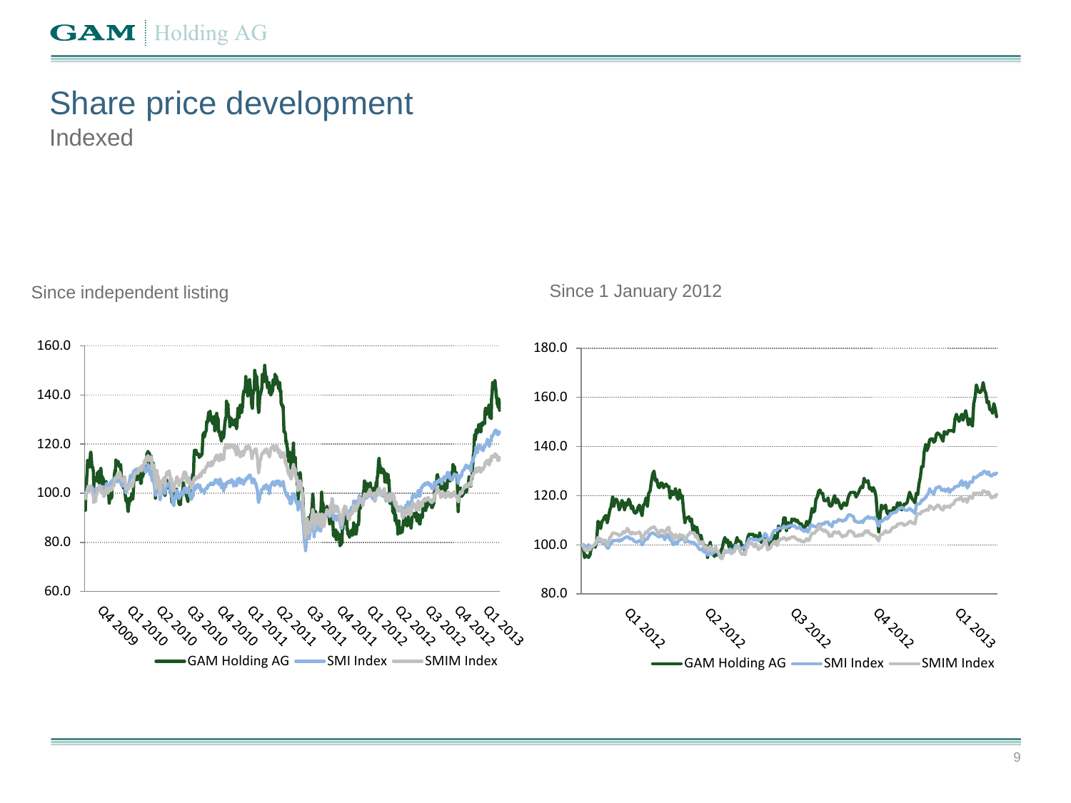# Share price development

Indexed

Since independent listing

160.0
140.0
120.0
100.0
80.0
60.0

Q4 2009 Q1 2010 Q2 2010 Q3 2010 Q4 2010 Q1 2011 Q2 2011 Q3 2011 Q4 2011 Q1 2012 Q2 2012 Q3 2012 Q4 2012 Q1 2013

GAM Holding AG SMI Index SMIM Index

Since 1 January 2012

180.0
160.0
140.0
120.0
100.0
80.0

Q1 2012 Q2 2012 Q3 2012 Q4 2012 Q1 2013

GAM Holding AG SMI Index SMIM Index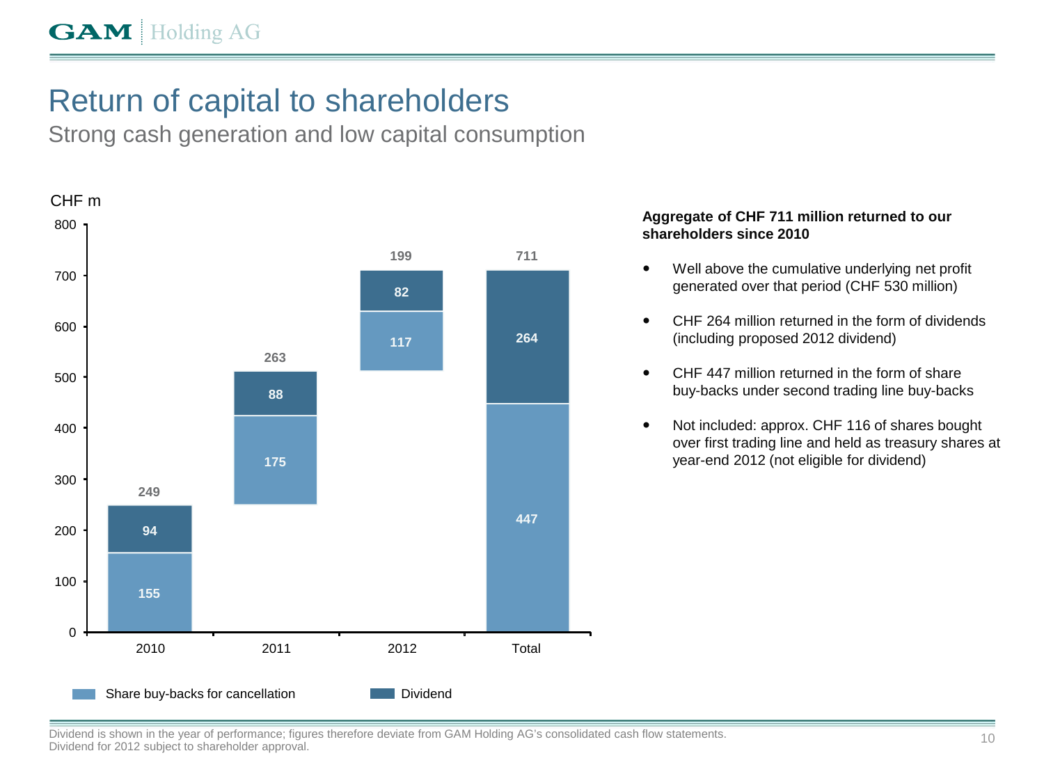# Return of capital to shareholders

Strong cash generation and low capital consumption

CHF m

800
700
600
500
400
300
200
100
0

2010: 155, 94, 249
2011: 175, 88, 263
2012: 117, 82, 199
Total: 447, 264, 711

Share buy-backs for cancellation

Dividend

**Aggregate of CHF 711 million returned to our shareholders since 2010**

- Well above the cumulative underlying net profit generated over that period (CHF 530 million)
- CHF 264 million returned in the form of dividends (including proposed 2012 dividend)
- CHF 447 million returned in the form of share buy-backs under second trading line buy-backs
- Not included: approx. CHF 116 of shares bought over first trading line and held as treasury shares at year-end 2012 (not eligible for dividend)

Dividend is shown in the year of performance; figures therefore deviate from GAM Holding AG's consolidated cash flow statements.
Dividend for 2012 subject to shareholder approval.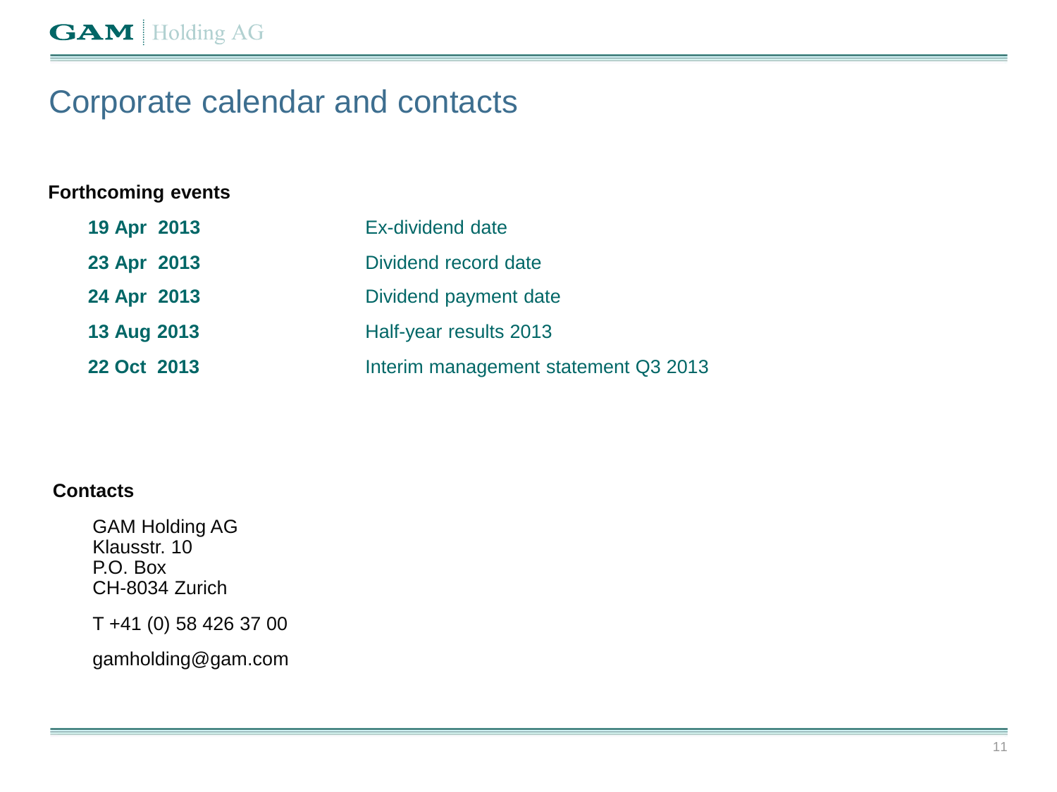# Corporate calendar and contacts

**Forthcoming events**

| | |
|---|---|
| **19 Apr 2013** | Ex-dividend date |
| **23 Apr 2013** | Dividend record date |
| **24 Apr 2013** | Dividend payment date |
| **13 Aug 2013** | Half-year results 2013 |
| **22 Oct 2013** | Interim management statement Q3 2013 |

**Contacts**

GAM Holding AG
Klausstr. 10
P.O. Box
CH-8034 Zurich

T +41 (0) 58 426 37 00

gamholding@gam.com